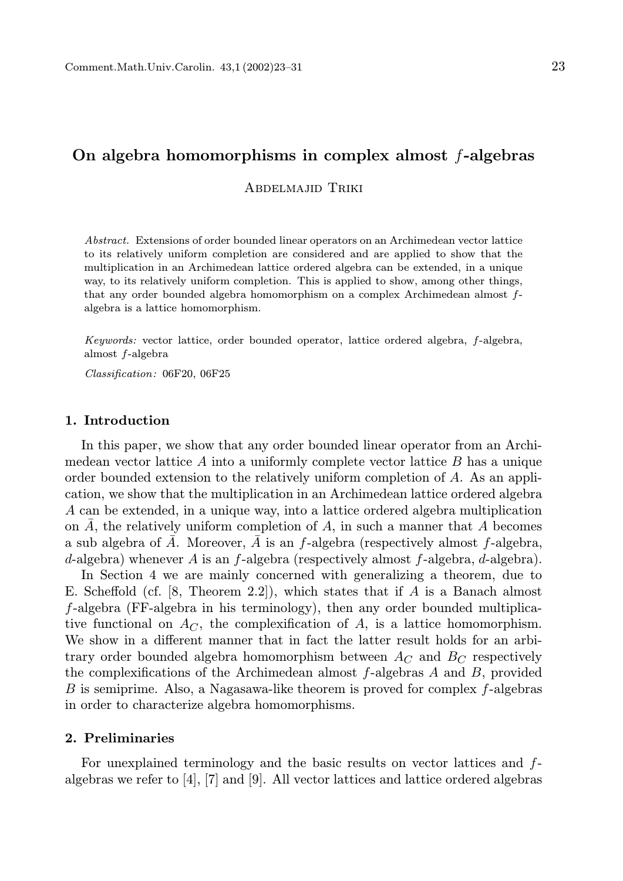# On algebra homomorphisms in complex almost $f$-algebras

Abdelmajid Triki

*Abstract.* Extensions of order bounded linear operators on an Archimedean vector lattice to its relatively uniform completion are considered and are applied to show that the multiplication in an Archimedean lattice ordered algebra can be extended, in a unique way, to its relatively uniform completion. This is applied to show, among other things, that any order bounded algebra homomorphism on a complex Archimedean almost $f$-algebra is a lattice homomorphism.

*Keywords:* vector lattice, order bounded operator, lattice ordered algebra, $f$-algebra, almost $f$-algebra

*Classification:* 06F20, 06F25

## 1. Introduction

In this paper, we show that any order bounded linear operator from an Archimedean vector lattice $A$ into a uniformly complete vector lattice $B$ has a unique order bounded extension to the relatively uniform completion of $A$. As an application, we show that the multiplication in an Archimedean lattice ordered algebra $A$ can be extended, in a unique way, into a lattice ordered algebra multiplication on $\bar{A}$, the relatively uniform completion of $A$, in such a manner that $A$ becomes a sub algebra of $\bar{A}$. Moreover, $\bar{A}$ is an $f$-algebra (respectively almost $f$-algebra, $d$-algebra) whenever $A$ is an $f$-algebra (respectively almost $f$-algebra, $d$-algebra).

In Section 4 we are mainly concerned with generalizing a theorem, due to E. Scheffold (cf. [8, Theorem 2.2]), which states that if $A$ is a Banach almost $f$-algebra (FF-algebra in his terminology), then any order bounded multiplicative functional on $A_C$, the complexification of $A$, is a lattice homomorphism. We show in a different manner that in fact the latter result holds for an arbitrary order bounded algebra homomorphism between $A_C$ and $B_C$ respectively the complexifications of the Archimedean almost $f$-algebras $A$ and $B$, provided $B$ is semiprime. Also, a Nagasawa-like theorem is proved for complex $f$-algebras in order to characterize algebra homomorphisms.

## 2. Preliminaries

For unexplained terminology and the basic results on vector lattices and $f$-algebras we refer to [4], [7] and [9]. All vector lattices and lattice ordered algebras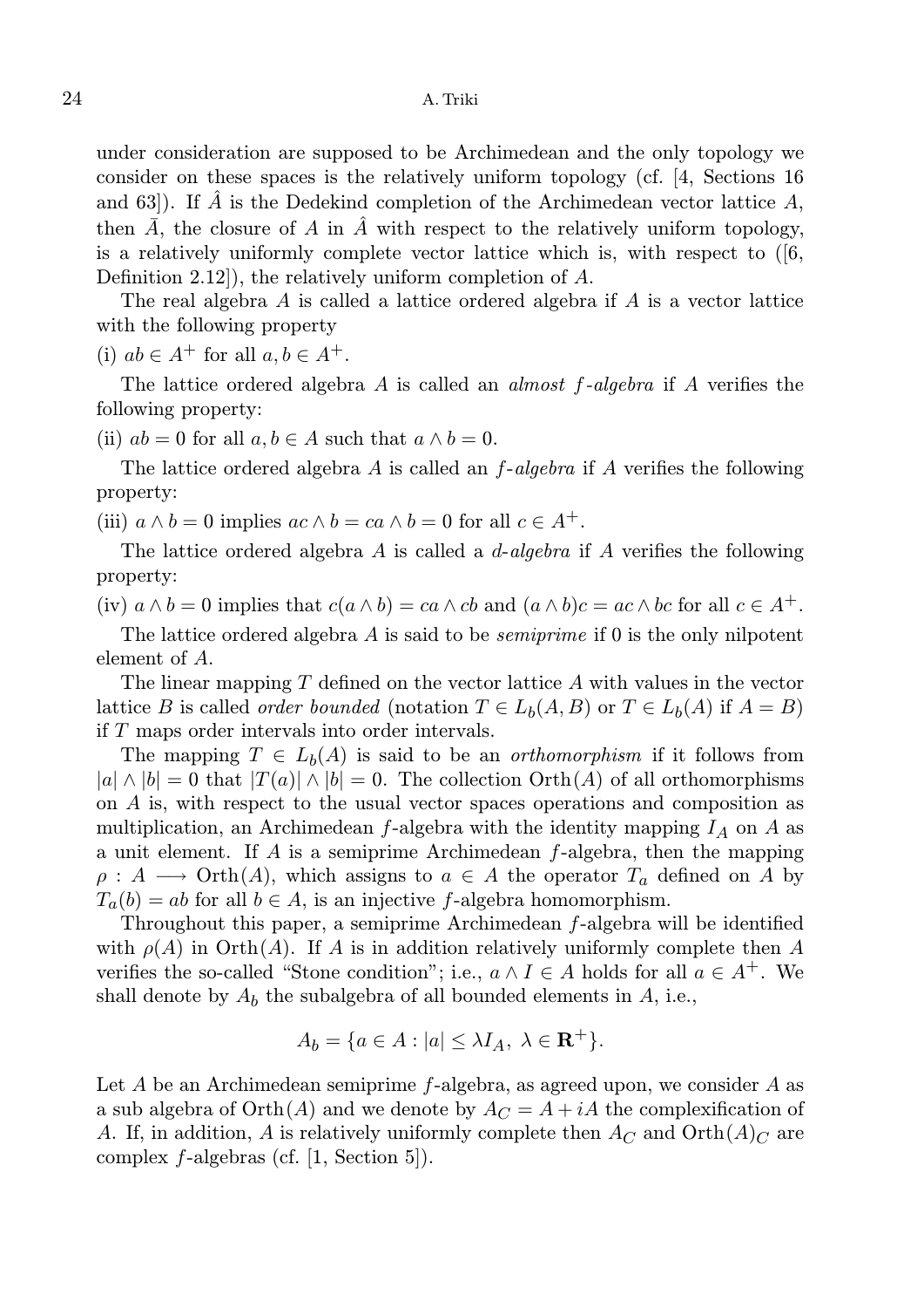under consideration are supposed to be Archimedean and the only topology we consider on these spaces is the relatively uniform topology (cf. [4, Sections 16 and 63]). If $\hat{A}$ is the Dedekind completion of the Archimedean vector lattice $A$, then $\bar{A}$, the closure of $A$ in $\hat{A}$ with respect to the relatively uniform topology, is a relatively uniformly complete vector lattice which is, with respect to ([6, Definition 2.12]), the relatively uniform completion of $A$.

The real algebra $A$ is called a lattice ordered algebra if $A$ is a vector lattice with the following property

(i) $ab \in A^+$ for all $a, b \in A^+$.

The lattice ordered algebra $A$ is called an *almost f-algebra* if $A$ verifies the following property:

(ii) $ab = 0$ for all $a, b \in A$ such that $a \wedge b = 0$.

The lattice ordered algebra $A$ is called an *f-algebra* if $A$ verifies the following property:

(iii) $a \wedge b = 0$ implies $ac \wedge b = ca \wedge b = 0$ for all $c \in A^+$.

The lattice ordered algebra $A$ is called a *d-algebra* if $A$ verifies the following property:

(iv) $a \wedge b = 0$ implies that $c(a \wedge b) = ca \wedge cb$ and $(a \wedge b)c = ac \wedge bc$ for all $c \in A^+$.

The lattice ordered algebra $A$ is said to be *semiprime* if 0 is the only nilpotent element of $A$.

The linear mapping $T$ defined on the vector lattice $A$ with values in the vector lattice $B$ is called *order bounded* (notation $T \in L_b(A, B)$ or $T \in L_b(A)$ if $A = B$) if $T$ maps order intervals into order intervals.

The mapping $T \in L_b(A)$ is said to be an *orthomorphism* if it follows from $|a| \wedge |b| = 0$ that $|T(a)| \wedge |b| = 0$. The collection $\mathrm{Orth}(A)$ of all orthomorphisms on $A$ is, with respect to the usual vector spaces operations and composition as multiplication, an Archimedean $f$-algebra with the identity mapping $I_A$ on $A$ as a unit element. If $A$ is a semiprime Archimedean $f$-algebra, then the mapping $\rho : A \longrightarrow \mathrm{Orth}(A)$, which assigns to $a \in A$ the operator $T_a$ defined on $A$ by $T_a(b) = ab$ for all $b \in A$, is an injective $f$-algebra homomorphism.

Throughout this paper, a semiprime Archimedean $f$-algebra will be identified with $\rho(A)$ in $\mathrm{Orth}(A)$. If $A$ is in addition relatively uniformly complete then $A$ verifies the so-called "Stone condition"; i.e., $a \wedge I \in A$ holds for all $a \in A^+$. We shall denote by $A_b$ the subalgebra of all bounded elements in $A$, i.e.,

$$A_b = \{a \in A : |a| \leq \lambda I_A,\ \lambda \in \mathbf{R}^+\}.$$

Let $A$ be an Archimedean semiprime $f$-algebra, as agreed upon, we consider $A$ as a sub algebra of $\mathrm{Orth}(A)$ and we denote by $A_C = A + iA$ the complexification of $A$. If, in addition, $A$ is relatively uniformly complete then $A_C$ and $\mathrm{Orth}(A)_C$ are complex $f$-algebras (cf. [1, Section 5]).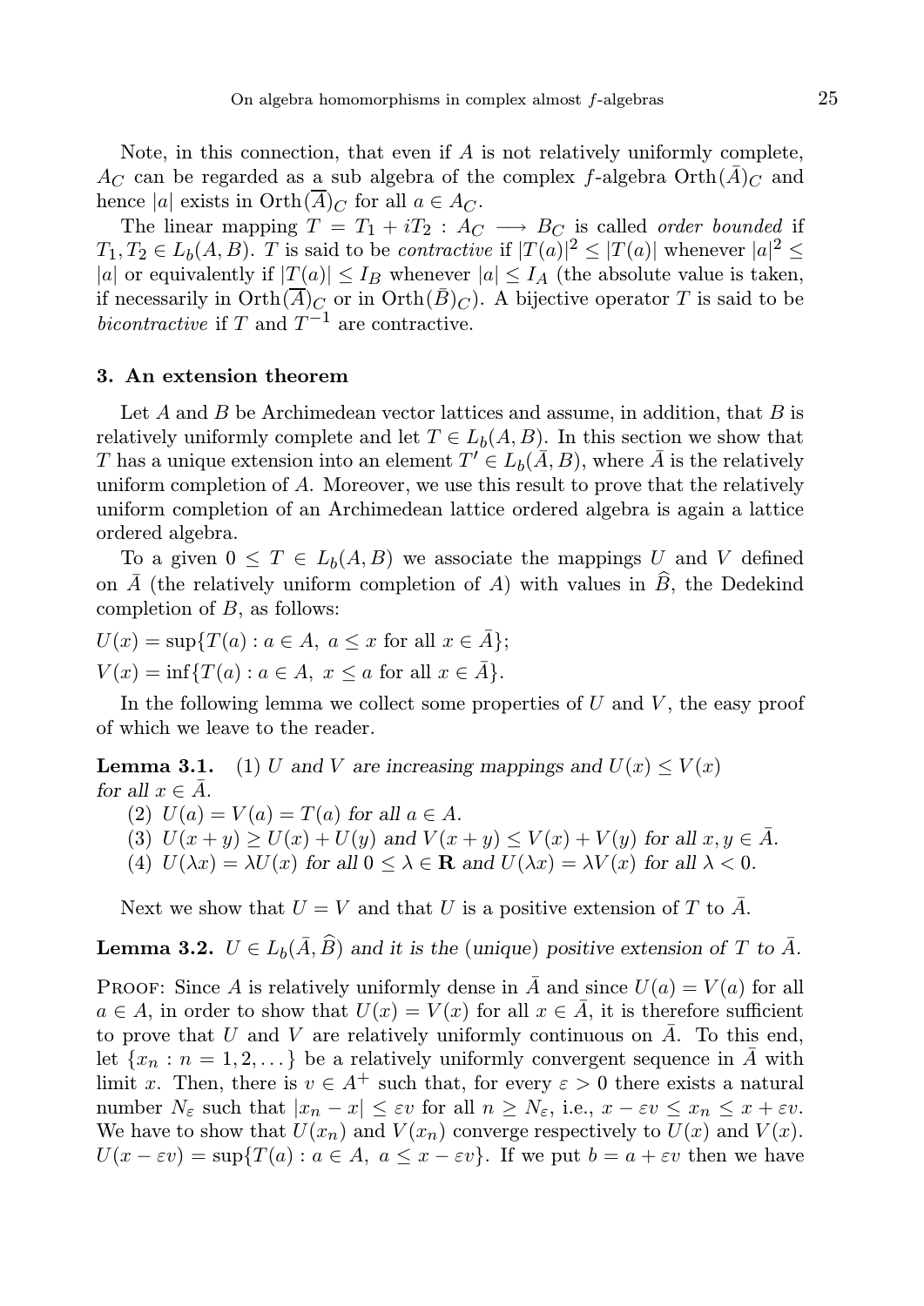Note, in this connection, that even if $A$ is not relatively uniformly complete, $A_C$ can be regarded as a sub algebra of the complex $f$-algebra $\mathrm{Orth}(\bar{A})_C$ and hence $|a|$ exists in $\mathrm{Orth}(\overline{A})_C$ for all $a \in A_C$.

The linear mapping $T = T_1 + iT_2 : A_C \longrightarrow B_C$ is called *order bounded* if $T_1, T_2 \in L_b(A, B)$. $T$ is said to be *contractive* if $|T(a)|^2 \leq |T(a)|$ whenever $|a|^2 \leq |a|$ or equivalently if $|T(a)| \leq I_B$ whenever $|a| \leq I_A$ (the absolute value is taken, if necessarily in $\mathrm{Orth}(\overline{A})_C$ or in $\mathrm{Orth}(\bar{B})_C$). A bijective operator $T$ is said to be *bicontractive* if $T$ and $T^{-1}$ are contractive.

## 3. An extension theorem

Let $A$ and $B$ be Archimedean vector lattices and assume, in addition, that $B$ is relatively uniformly complete and let $T \in L_b(A, B)$. In this section we show that $T$ has a unique extension into an element $T' \in L_b(\bar{A}, B)$, where $\bar{A}$ is the relatively uniform completion of $A$. Moreover, we use this result to prove that the relatively uniform completion of an Archimedean lattice ordered algebra is again a lattice ordered algebra.

To a given $0 \leq T \in L_b(A, B)$ we associate the mappings $U$ and $V$ defined on $\bar{A}$ (the relatively uniform completion of $A$) with values in $\widehat{B}$, the Dedekind completion of $B$, as follows:

$U(x) = \sup\{T(a) : a \in A,\ a \leq x \text{ for all } x \in \bar{A}\};$

$V(x) = \inf\{T(a) : a \in A,\ x \leq a \text{ for all } x \in \bar{A}\}.$

In the following lemma we collect some properties of $U$ and $V$, the easy proof of which we leave to the reader.

**Lemma 3.1.** (1) *$U$ and $V$ are increasing mappings and $U(x) \leq V(x)$ for all $x \in \bar{A}$.*

(2) *$U(a) = V(a) = T(a)$ for all $a \in A$.*

(3) *$U(x + y) \geq U(x) + U(y)$ and $V(x + y) \leq V(x) + V(y)$ for all $x, y \in \bar{A}$.*

(4) *$U(\lambda x) = \lambda U(x)$ for all $0 \leq \lambda \in \mathbf{R}$ and $U(\lambda x) = \lambda V(x)$ for all $\lambda < 0$.*

Next we show that $U = V$ and that $U$ is a positive extension of $T$ to $\bar{A}$.

**Lemma 3.2.** *$U \in L_b(\bar{A}, \widehat{B})$ and it is the (unique) positive extension of $T$ to $\bar{A}$.*

Proof: Since $A$ is relatively uniformly dense in $\bar{A}$ and since $U(a) = V(a)$ for all $a \in A$, in order to show that $U(x) = V(x)$ for all $x \in \bar{A}$, it is therefore sufficient to prove that $U$ and $V$ are relatively uniformly continuous on $\bar{A}$. To this end, let $\{x_n : n = 1, 2, \dots\}$ be a relatively uniformly convergent sequence in $\bar{A}$ with limit $x$. Then, there is $v \in A^+$ such that, for every $\varepsilon > 0$ there exists a natural number $N_\varepsilon$ such that $|x_n - x| \leq \varepsilon v$ for all $n \geq N_\varepsilon$, i.e., $x - \varepsilon v \leq x_n \leq x + \varepsilon v$. We have to show that $U(x_n)$ and $V(x_n)$ converge respectively to $U(x)$ and $V(x)$. $U(x - \varepsilon v) = \sup\{T(a) : a \in A,\ a \leq x - \varepsilon v\}$. If we put $b = a + \varepsilon v$ then we have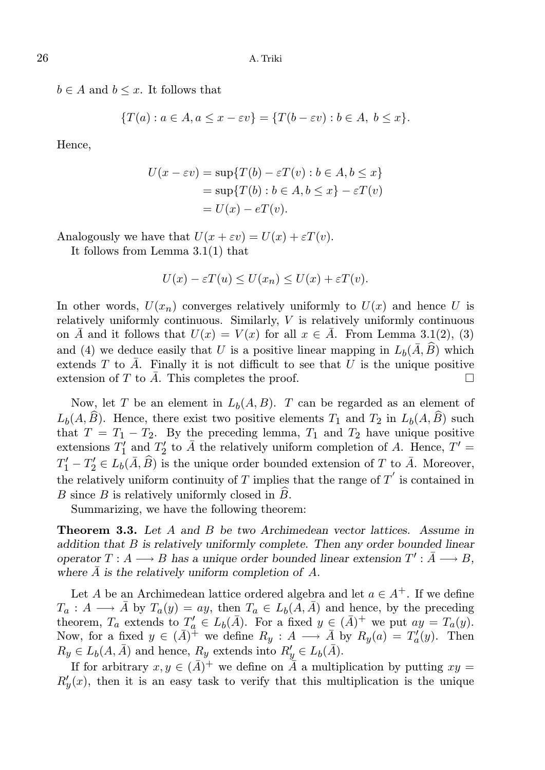$b \in A$ and $b \leq x$. It follows that

$$\{T(a) : a \in A, a \leq x - \varepsilon v\} = \{T(b - \varepsilon v) : b \in A,\ b \leq x\}.$$

Hence,

$$\begin{aligned} U(x - \varepsilon v) &= \sup\{T(b) - \varepsilon T(v) : b \in A, b \leq x\} \\ &= \sup\{T(b) : b \in A, b \leq x\} - \varepsilon T(v) \\ &= U(x) - eT(v). \end{aligned}$$

Analogously we have that $U(x + \varepsilon v) = U(x) + \varepsilon T(v)$.

It follows from Lemma 3.1(1) that

$$U(x) - \varepsilon T(u) \leq U(x_n) \leq U(x) + \varepsilon T(v).$$

In other words, $U(x_n)$ converges relatively uniformly to $U(x)$ and hence $U$ is relatively uniformly continuous. Similarly, $V$ is relatively uniformly continuous on $\bar{A}$ and it follows that $U(x) = V(x)$ for all $x \in \bar{A}$. From Lemma 3.1(2), (3) and (4) we deduce easily that $U$ is a positive linear mapping in $L_b(\bar{A}, \widehat{B})$ which extends $T$ to $\bar{A}$. Finally it is not difficult to see that $U$ is the unique positive extension of $T$ to $\bar{A}$. This completes the proof. $\square$

Now, let $T$ be an element in $L_b(A, B)$. $T$ can be regarded as an element of $L_b(A, \widehat{B})$. Hence, there exist two positive elements $T_1$ and $T_2$ in $L_b(A, \widehat{B})$ such that $T = T_1 - T_2$. By the preceding lemma, $T_1$ and $T_2$ have unique positive extensions $T_1'$ and $T_2'$ to $\bar{A}$ the relatively uniform completion of $A$. Hence, $T' = T_1' - T_2' \in L_b(\bar{A}, \widehat{B})$ is the unique order bounded extension of $T$ to $\bar{A}$. Moreover, the relatively uniform continuity of $T$ implies that the range of $T'$ is contained in $B$ since $B$ is relatively uniformly closed in $\widehat{B}$.

Summarizing, we have the following theorem:

**Theorem 3.3.** *Let $A$ and $B$ be two Archimedean vector lattices. Assume in addition that $B$ is relatively uniformly complete. Then any order bounded linear operator $T : A \longrightarrow B$ has a unique order bounded linear extension $T' : \bar{A} \longrightarrow B$, where $\bar{A}$ is the relatively uniform completion of $A$.*

Let $A$ be an Archimedean lattice ordered algebra and let $a \in A^+$. If we define $T_a : A \longrightarrow \bar{A}$ by $T_a(y) = ay$, then $T_a \in L_b(A, \bar{A})$ and hence, by the preceding theorem, $T_a$ extends to $T_a' \in L_b(\bar{A})$. For a fixed $y \in (\bar{A})^+$ we put $ay = T_a(y)$. Now, for a fixed $y \in (\bar{A})^+$ we define $R_y : A \longrightarrow \bar{A}$ by $R_y(a) = T_a'(y)$. Then $R_y \in L_b(A, \bar{A})$ and hence, $R_y$ extends into $R_y' \in L_b(\bar{A})$.

If for arbitrary $x, y \in (\bar{A})^+$ we define on $\bar{A}$ a multiplication by putting $xy = R_y'(x)$, then it is an easy task to verify that this multiplication is the unique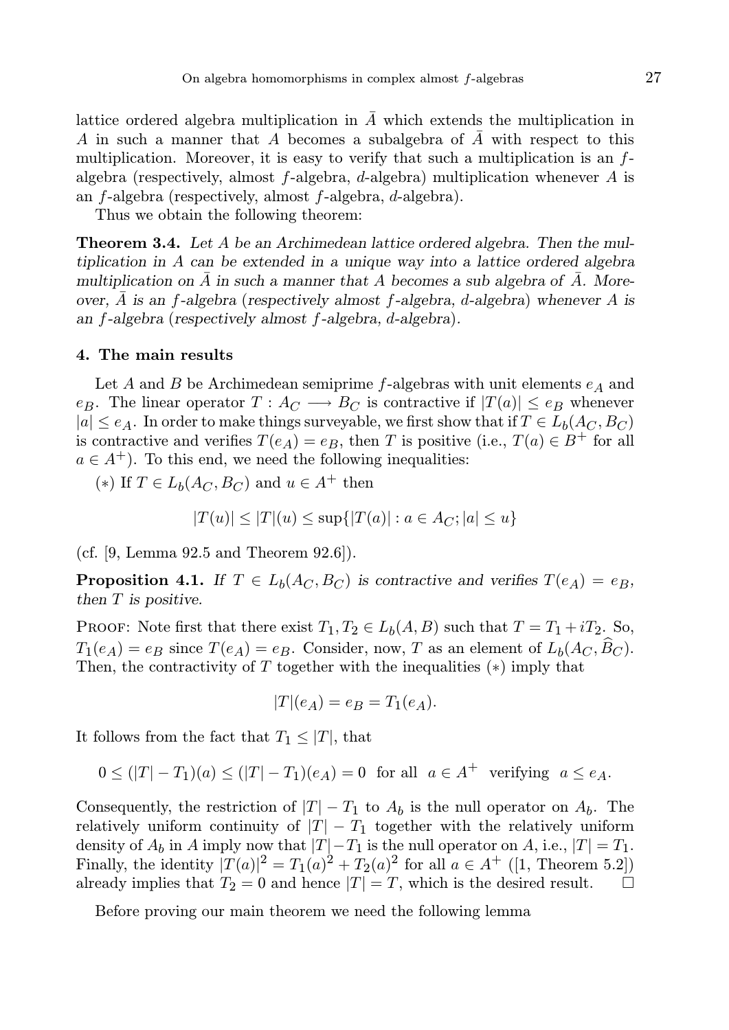lattice ordered algebra multiplication in $\bar{A}$ which extends the multiplication in $A$ in such a manner that $A$ becomes a subalgebra of $\bar{A}$ with respect to this multiplication. Moreover, it is easy to verify that such a multiplication is an $f$-algebra (respectively, almost $f$-algebra, $d$-algebra) multiplication whenever $A$ is an $f$-algebra (respectively, almost $f$-algebra, $d$-algebra).

Thus we obtain the following theorem:

**Theorem 3.4.** *Let $A$ be an Archimedean lattice ordered algebra. Then the multiplication in $A$ can be extended in a unique way into a lattice ordered algebra multiplication on $\bar{A}$ in such a manner that $A$ becomes a sub algebra of $\bar{A}$. Moreover, $\bar{A}$ is an $f$-algebra (respectively almost $f$-algebra, $d$-algebra) whenever $A$ is an $f$-algebra (respectively almost $f$-algebra, $d$-algebra).*

## 4. The main results

Let $A$ and $B$ be Archimedean semiprime $f$-algebras with unit elements $e_A$ and $e_B$. The linear operator $T : A_C \longrightarrow B_C$ is contractive if $|T(a)| \leq e_B$ whenever $|a| \leq e_A$. In order to make things surveyable, we first show that if $T \in L_b(A_C, B_C)$ is contractive and verifies $T(e_A) = e_B$, then $T$ is positive (i.e., $T(a) \in B^+$ for all $a \in A^+$). To this end, we need the following inequalities:

($*$) If $T \in L_b(A_C, B_C)$ and $u \in A^+$ then

$$|T(u)| \leq |T|(u) \leq \sup\{|T(a)| : a \in A_C; |a| \leq u\}$$

(cf. [9, Lemma 92.5 and Theorem 92.6]).

**Proposition 4.1.** *If $T \in L_b(A_C, B_C)$ is contractive and verifies $T(e_A) = e_B$, then $T$ is positive.*

Proof: Note first that there exist $T_1, T_2 \in L_b(A, B)$ such that $T = T_1 + iT_2$. So, $T_1(e_A) = e_B$ since $T(e_A) = e_B$. Consider, now, $T$ as an element of $L_b(A_C, \widehat{B}_C)$. Then, the contractivity of $T$ together with the inequalities ($*$) imply that

$$|T|(e_A) = e_B = T_1(e_A).$$

It follows from the fact that $T_1 \leq |T|$, that

$$0 \leq (|T| - T_1)(a) \leq (|T| - T_1)(e_A) = 0 \text{ for all } a \in A^+ \text{ verifying } a \leq e_A.$$

Consequently, the restriction of $|T| - T_1$ to $A_b$ is the null operator on $A_b$. The relatively uniform continuity of $|T| - T_1$ together with the relatively uniform density of $A_b$ in $A$ imply now that $|T| - T_1$ is the null operator on $A$, i.e., $|T| = T_1$. Finally, the identity $|T(a)|^2 = T_1(a)^2 + T_2(a)^2$ for all $a \in A^+$ ([1, Theorem 5.2]) already implies that $T_2 = 0$ and hence $|T| = T$, which is the desired result. $\square$

Before proving our main theorem we need the following lemma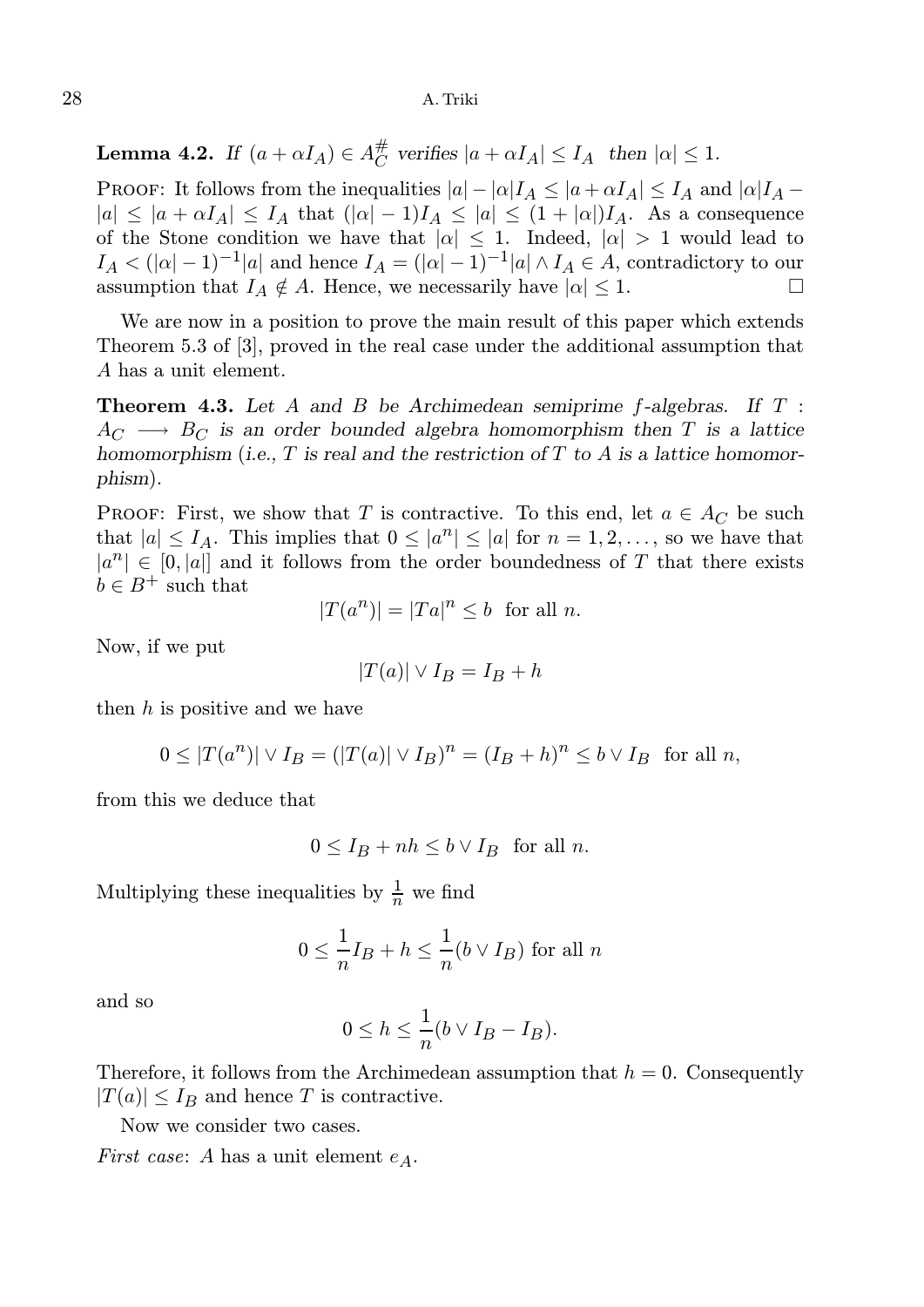**Lemma 4.2.** *If $(a + \alpha I_A) \in A_C^{\#}$ verifies $|a + \alpha I_A| \leq I_A$ then $|\alpha| \leq 1$.*

Proof: It follows from the inequalities $|a| - |\alpha| I_A \leq |a + \alpha I_A| \leq I_A$ and $|\alpha| I_A - |a| \leq |a + \alpha I_A| \leq I_A$ that $(|\alpha| - 1) I_A \leq |a| \leq (1 + |\alpha|) I_A$. As a consequence of the Stone condition we have that $|\alpha| \leq 1$. Indeed, $|\alpha| > 1$ would lead to $I_A < (|\alpha| - 1)^{-1} |a|$ and hence $I_A = (|\alpha| - 1)^{-1} |a| \wedge I_A \in A$, contradictory to our assumption that $I_A \notin A$. Hence, we necessarily have $|\alpha| \leq 1$. □

We are now in a position to prove the main result of this paper which extends Theorem 5.3 of [3], proved in the real case under the additional assumption that $A$ has a unit element.

**Theorem 4.3.** *Let $A$ and $B$ be Archimedean semiprime $f$-algebras. If $T : A_C \longrightarrow B_C$ is an order bounded algebra homomorphism then $T$ is a lattice homomorphism (i.e., $T$ is real and the restriction of $T$ to $A$ is a lattice homomorphism).*

Proof: First, we show that $T$ is contractive. To this end, let $a \in A_C$ be such that $|a| \leq I_A$. This implies that $0 \leq |a^n| \leq |a|$ for $n = 1, 2, \ldots$, so we have that $|a^n| \in [0, |a|]$ and it follows from the order boundedness of $T$ that there exists $b \in B^+$ such that

$$|T(a^n)| = |Ta|^n \leq b \quad \text{for all } n.$$

Now, if we put

$$|T(a)| \vee I_B = I_B + h$$

then $h$ is positive and we have

$$0 \leq |T(a^n)| \vee I_B = (|T(a)| \vee I_B)^n = (I_B + h)^n \leq b \vee I_B \quad \text{for all } n,$$

from this we deduce that

$$0 \leq I_B + nh \leq b \vee I_B \quad \text{for all } n.$$

Multiplying these inequalities by $\frac{1}{n}$ we find

$$0 \leq \frac{1}{n} I_B + h \leq \frac{1}{n}(b \vee I_B) \text{ for all } n$$

and so

$$0 \leq h \leq \frac{1}{n}(b \vee I_B - I_B).$$

Therefore, it follows from the Archimedean assumption that $h = 0$. Consequently $|T(a)| \leq I_B$ and hence $T$ is contractive.

Now we consider two cases.

*First case*: $A$ has a unit element $e_A$.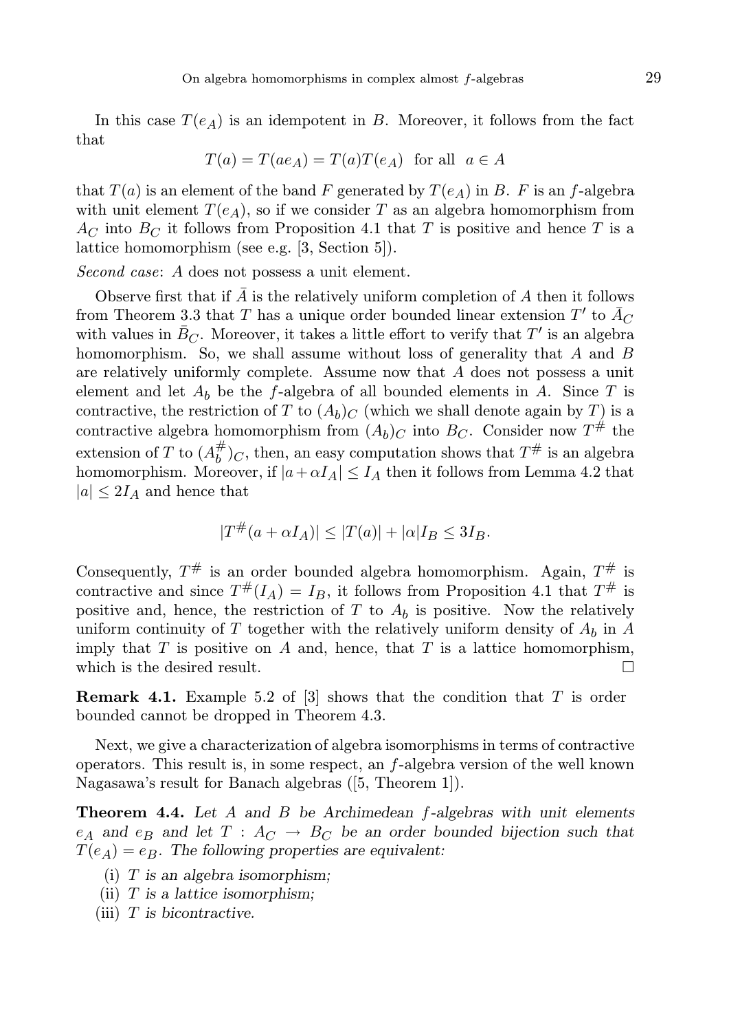In this case $T(e_A)$ is an idempotent in $B$. Moreover, it follows from the fact that

$$T(a) = T(ae_A) = T(a)T(e_A) \text{ for all } a \in A$$

that $T(a)$ is an element of the band $F$ generated by $T(e_A)$ in $B$. $F$ is an $f$-algebra with unit element $T(e_A)$, so if we consider $T$ as an algebra homomorphism from $A_C$ into $B_C$ it follows from Proposition 4.1 that $T$ is positive and hence $T$ is a lattice homomorphism (see e.g. [3, Section 5]).

*Second case*: $A$ does not possess a unit element.

Observe first that if $\bar{A}$ is the relatively uniform completion of $A$ then it follows from Theorem 3.3 that $T$ has a unique order bounded linear extension $T'$ to $\bar{A}_C$ with values in $\bar{B}_C$. Moreover, it takes a little effort to verify that $T'$ is an algebra homomorphism. So, we shall assume without loss of generality that $A$ and $B$ are relatively uniformly complete. Assume now that $A$ does not possess a unit element and let $A_b$ be the $f$-algebra of all bounded elements in $A$. Since $T$ is contractive, the restriction of $T$ to $(A_b)_C$ (which we shall denote again by $T$) is a contractive algebra homomorphism from $(A_b)_C$ into $B_C$. Consider now $T^{\#}$ the extension of $T$ to $(A_b^{\#})_C$, then, an easy computation shows that $T^{\#}$ is an algebra homomorphism. Moreover, if $|a + \alpha I_A| \leq I_A$ then it follows from Lemma 4.2 that $|a| \leq 2I_A$ and hence that

$$|T^{\#}(a + \alpha I_A)| \leq |T(a)| + |\alpha| I_B \leq 3I_B.$$

Consequently, $T^{\#}$ is an order bounded algebra homomorphism. Again, $T^{\#}$ is contractive and since $T^{\#}(I_A) = I_B$, it follows from Proposition 4.1 that $T^{\#}$ is positive and, hence, the restriction of $T$ to $A_b$ is positive. Now the relatively uniform continuity of $T$ together with the relatively uniform density of $A_b$ in $A$ imply that $T$ is positive on $A$ and, hence, that $T$ is a lattice homomorphism, which is the desired result. $\square$

**Remark 4.1.** Example 5.2 of [3] shows that the condition that $T$ is order bounded cannot be dropped in Theorem 4.3.

Next, we give a characterization of algebra isomorphisms in terms of contractive operators. This result is, in some respect, an $f$-algebra version of the well known Nagasawa's result for Banach algebras ([5, Theorem 1]).

**Theorem 4.4.** *Let $A$ and $B$ be Archimedean $f$-algebras with unit elements $e_A$ and $e_B$ and let $T : A_C \to B_C$ be an order bounded bijection such that $T(e_A) = e_B$. The following properties are equivalent:*

(i) *$T$ is an algebra isomorphism;*
(ii) *$T$ is a lattice isomorphism;*
(iii) *$T$ is bicontractive.*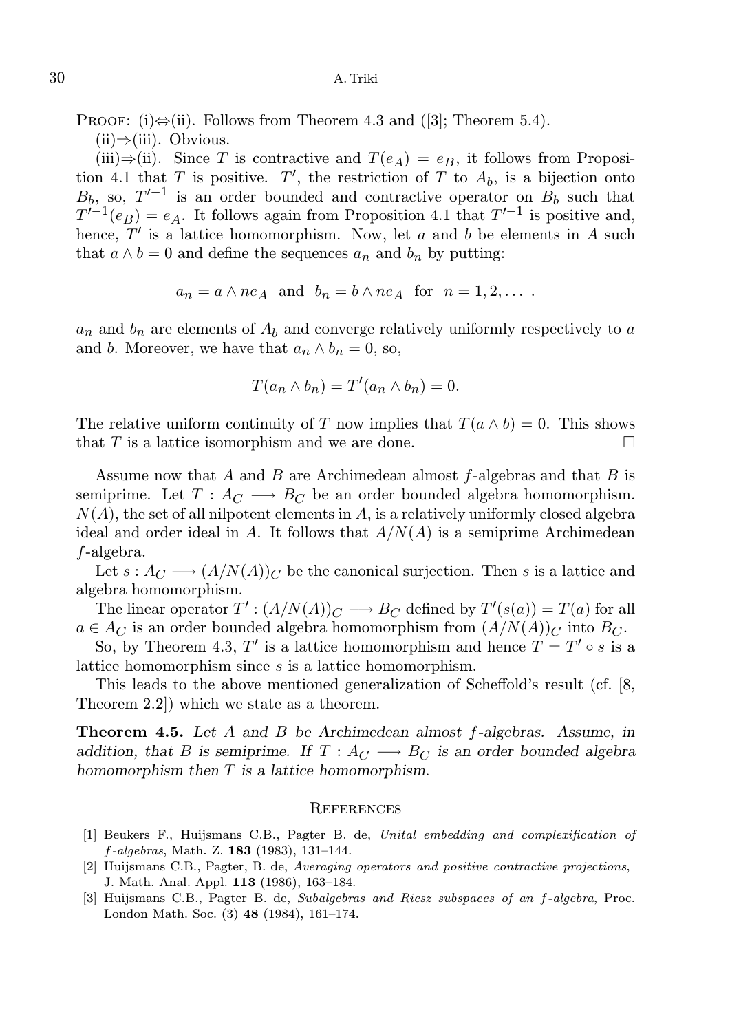Proof: (i)⇔(ii). Follows from Theorem 4.3 and ([3]; Theorem 5.4).

(ii)⇒(iii). Obvious.

(iii)⇒(ii). Since $T$ is contractive and $T(e_A) = e_B$, it follows from Proposition 4.1 that $T$ is positive. $T'$, the restriction of $T$ to $A_b$, is a bijection onto $B_b$, so, $T'^{-1}$ is an order bounded and contractive operator on $B_b$ such that $T'^{-1}(e_B) = e_A$. It follows again from Proposition 4.1 that $T'^{-1}$ is positive and, hence, $T'$ is a lattice homomorphism. Now, let $a$ and $b$ be elements in $A$ such that $a \wedge b = 0$ and define the sequences $a_n$ and $b_n$ by putting:

$$a_n = a \wedge ne_A \quad \text{and} \quad b_n = b \wedge ne_A \quad \text{for} \quad n = 1, 2, \dots \, .$$

$a_n$ and $b_n$ are elements of $A_b$ and converge relatively uniformly respectively to $a$ and $b$. Moreover, we have that $a_n \wedge b_n = 0$, so,

$$T(a_n \wedge b_n) = T'(a_n \wedge b_n) = 0.$$

The relative uniform continuity of $T$ now implies that $T(a \wedge b) = 0$. This shows that $T$ is a lattice isomorphism and we are done. □

Assume now that $A$ and $B$ are Archimedean almost $f$-algebras and that $B$ is semiprime. Let $T : A_C \longrightarrow B_C$ be an order bounded algebra homomorphism. $N(A)$, the set of all nilpotent elements in $A$, is a relatively uniformly closed algebra ideal and order ideal in $A$. It follows that $A/N(A)$ is a semiprime Archimedean $f$-algebra.

Let $s : A_C \longrightarrow (A/N(A))_C$ be the canonical surjection. Then $s$ is a lattice and algebra homomorphism.

The linear operator $T' : (A/N(A))_C \longrightarrow B_C$ defined by $T'(s(a)) = T(a)$ for all $a \in A_C$ is an order bounded algebra homomorphism from $(A/N(A))_C$ into $B_C$.

So, by Theorem 4.3, $T'$ is a lattice homomorphism and hence $T = T' \circ s$ is a lattice homomorphism since $s$ is a lattice homomorphism.

This leads to the above mentioned generalization of Scheffold's result (cf. [8, Theorem 2.2]) which we state as a theorem.

**Theorem 4.5.** *Let $A$ and $B$ be Archimedean almost $f$-algebras. Assume, in addition, that $B$ is semiprime. If $T : A_C \longrightarrow B_C$ is an order bounded algebra homomorphism then $T$ is a lattice homomorphism.*

## References

[1] Beukers F., Huijsmans C.B., Pagter B. de, *Unital embedding and complexification of $f$-algebras*, Math. Z. **183** (1983), 131–144.

[2] Huijsmans C.B., Pagter, B. de, *Averaging operators and positive contractive projections*, J. Math. Anal. Appl. **113** (1986), 163–184.

[3] Huijsmans C.B., Pagter B. de, *Subalgebras and Riesz subspaces of an $f$-algebra*, Proc. London Math. Soc. (3) **48** (1984), 161–174.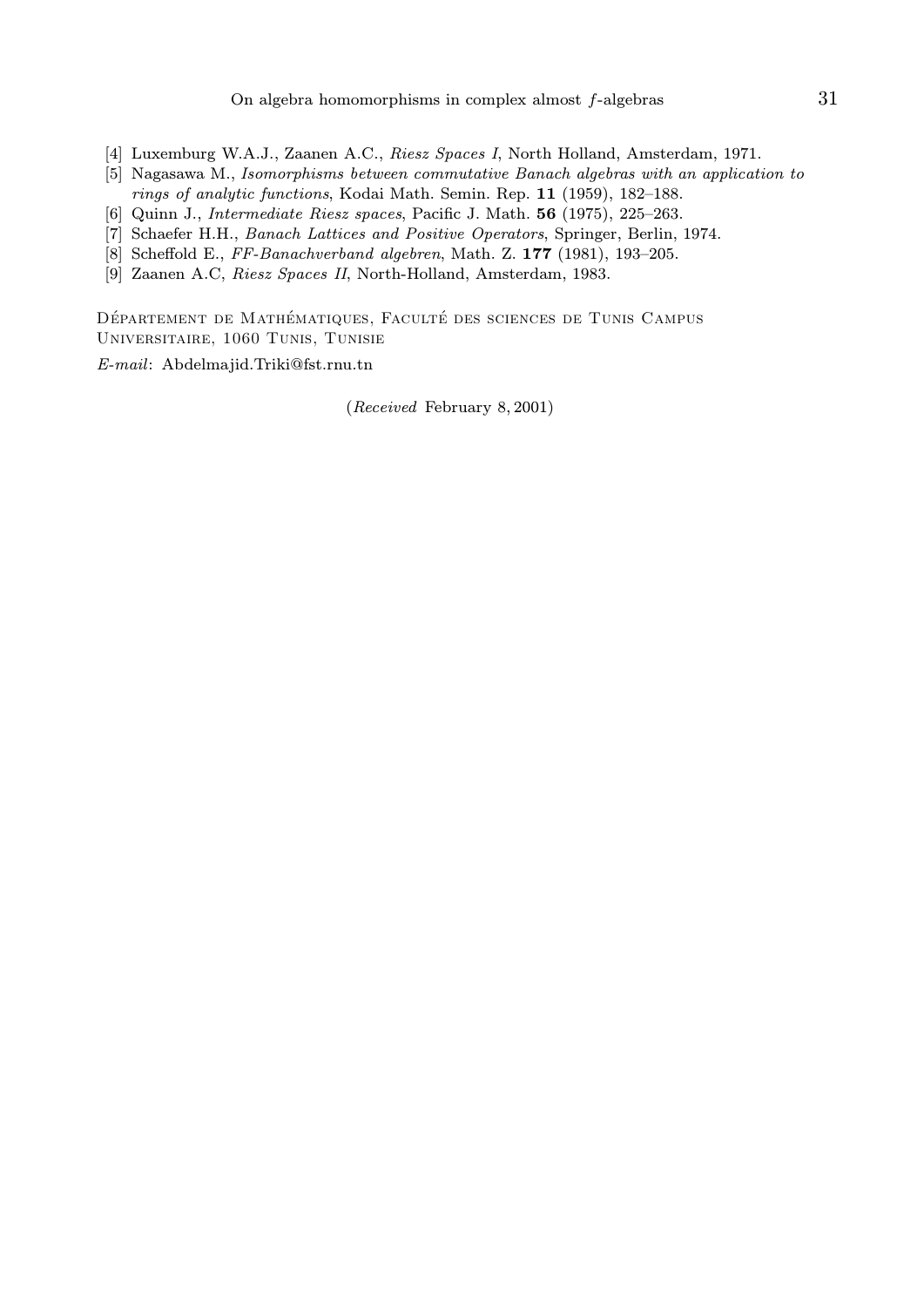[4] Luxemburg W.A.J., Zaanen A.C., *Riesz Spaces I*, North Holland, Amsterdam, 1971.

[5] Nagasawa M., *Isomorphisms between commutative Banach algebras with an application to rings of analytic functions*, Kodai Math. Semin. Rep. **11** (1959), 182–188.

[6] Quinn J., *Intermediate Riesz spaces*, Pacific J. Math. **56** (1975), 225–263.

[7] Schaefer H.H., *Banach Lattices and Positive Operators*, Springer, Berlin, 1974.

[8] Scheffold E., *FF-Banachverband algebren*, Math. Z. **177** (1981), 193–205.

[9] Zaanen A.C, *Riesz Spaces II*, North-Holland, Amsterdam, 1983.

Département de Mathématiques, Faculté des sciences de Tunis Campus Universitaire, 1060 Tunis, Tunisie

*E-mail*: Abdelmajid.Triki@fst.rnu.tn

(*Received* February 8, 2001)